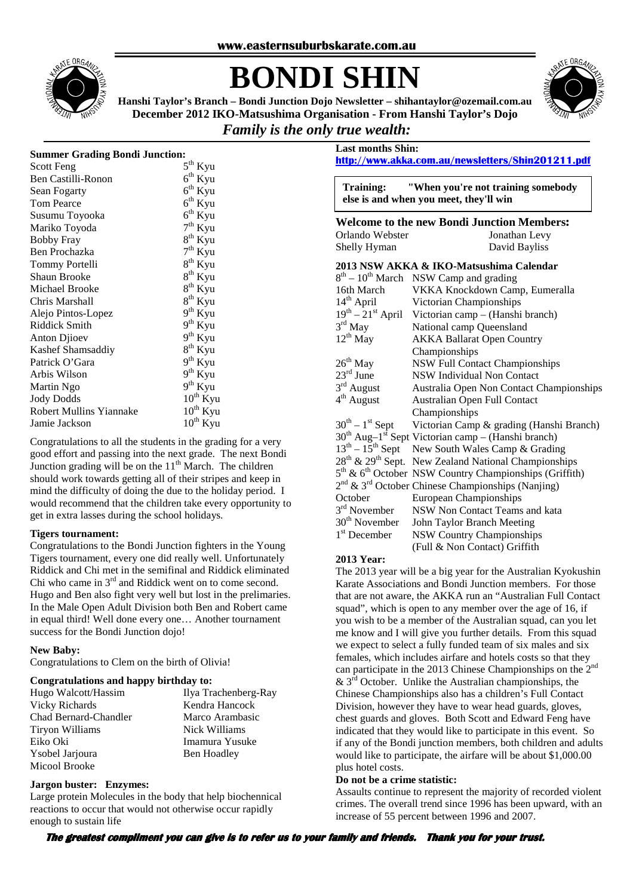**www.easternsuburbskarate.com.au**

# BONDI SHIN

**Hanshi Taylor's Branch – Bondi Junction Dojo Newsletter – shihantaylor@ozemail.com.au**
**December 2012 IKO-Matsushima Organisation - From Hanshi Taylor's Dojo**

***Family is the only true wealth:***

### Summer Grading Bondi Junction:

| Name | Grade |
|---|---|
| Scott Feng | 5th Kyu |
| Ben Castilli-Ronon | 6th Kyu |
| Sean Fogarty | 6th Kyu |
| Tom Pearce | 6th Kyu |
| Susumu Toyooka | 6th Kyu |
| Mariko Toyoda | 7th Kyu |
| Bobby Fray | 8th Kyu |
| Ben Prochazka | 7th Kyu |
| Tommy Portelli | 8th Kyu |
| Shaun Brooke | 8th Kyu |
| Michael Brooke | 8th Kyu |
| Chris Marshall | 8th Kyu |
| Alejo Pintos-Lopez | 9th Kyu |
| Riddick Smith | 9th Kyu |
| Anton Djioev | 9th Kyu |
| Kashef Shamsaddiy | 8th Kyu |
| Patrick O'Gara | 9th Kyu |
| Arbis Wilson | 9th Kyu |
| Martin Ngo | 9th Kyu |
| Jody Dodds | 10th Kyu |
| Robert Mullins Yiannake | 10th Kyu |
| Jamie Jackson | 10th Kyu |

Congratulations to all the students in the grading for a very good effort and passing into the next grade. The next Bondi Junction grading will be on the 11th March. The children should work towards getting all of their stripes and keep in mind the difficulty of doing the due to the holiday period. I would recommend that the children take every opportunity to get in extra lasses during the school holidays.

### Tigers tournament:

Congratulations to the Bondi Junction fighters in the Young Tigers tournament, every one did really well. Unfortunately Riddick and Chi met in the semifinal and Riddick eliminated Chi who came in 3rd and Riddick went on to come second. Hugo and Ben also fight very well but lost in the prelimaries. In the Male Open Adult Division both Ben and Robert came in equal third! Well done every one… Another tournament success for the Bondi Junction dojo!

### New Baby:

Congratulations to Clem on the birth of Olivia!

### Congratulations and happy birthday to:

| | |
|---|---|
| Hugo Walcott/Hassim | Ilya Trachenberg-Ray |
| Vicky Richards | Kendra Hancock |
| Chad Bernard-Chandler | Marco Arambasic |
| Tiryon Williams | Nick Williams |
| Eiko Oki | Imamura Yusuke |
| Ysobel Jarjoura | Ben Hoadley |
| Micool Brooke | |

### Jargon buster: Enzymes:

Large protein Molecules in the body that help biochennical reactions to occur that would not otherwise occur rapidly enough to sustain life

### Last months Shin:

**http://www.akka.com.au/newsletters/Shin201211.pdf**

**Training: "When you're not training somebody else is and when you meet, they'll win**

### Welcome to the new Bondi Junction Members:

| | |
|---|---|
| Orlando Webster | Jonathan Levy |
| Shelly Hyman | David Bayliss |

### 2013 NSW AKKA & IKO-Matsushima Calendar

| Date | Event |
|---|---|
| 8th – 10th March | NSW Camp and grading |
| 16th March | VKKA Knockdown Camp, Eumeralla |
| 14th April | Victorian Championships |
| 19th – 21st April | Victorian camp – (Hanshi branch) |
| 3rd May | National camp Queensland |
| 12th May | AKKA Ballarat Open Country Championships |
| 26th May | NSW Full Contact Championships |
| 23rd June | NSW Individual Non Contact |
| 3rd August | Australia Open Non Contact Championships |
| 4th August | Australian Open Full Contact Championships |
| 30th – 1st Sept | Victorian Camp & grading (Hanshi Branch) |
| 30th Aug–1st Sept | Victorian camp – (Hanshi branch) |
| 13th – 15th Sept | New South Wales Camp & Grading |
| 28th & 29th Sept. | New Zealand National Championships |
| 5th & 6th October | NSW Country Championships (Griffith) |
| 2nd & 3rd October | Chinese Championships (Nanjing) |
| October | European Championships |
| 3rd November | NSW Non Contact Teams and kata |
| 30th November | John Taylor Branch Meeting |
| 1st December | NSW Country Championships (Full & Non Contact) Griffith |

### 2013 Year:

The 2013 year will be a big year for the Australian Kyokushin Karate Associations and Bondi Junction members. For those that are not aware, the AKKA run an "Australian Full Contact squad", which is open to any member over the age of 16, if you wish to be a member of the Australian squad, can you let me know and I will give you further details. From this squad we expect to select a fully funded team of six males and six females, which includes airfare and hotels costs so that they can participate in the 2013 Chinese Championships on the 2nd & 3rd October. Unlike the Australian championships, the Chinese Championships also has a children's Full Contact Division, however they have to wear head guards, gloves, chest guards and gloves. Both Scott and Edward Feng have indicated that they would like to participate in this event. So if any of the Bondi junction members, both children and adults would like to participate, the airfare will be about $1,000.00 plus hotel costs.

### Do not be a crime statistic:

Assaults continue to represent the majority of recorded violent crimes. The overall trend since 1996 has been upward, with an increase of 55 percent between 1996 and 2007.

***The greatest compliment you can give is to refer us to your family and friends. Thank you for your trust.***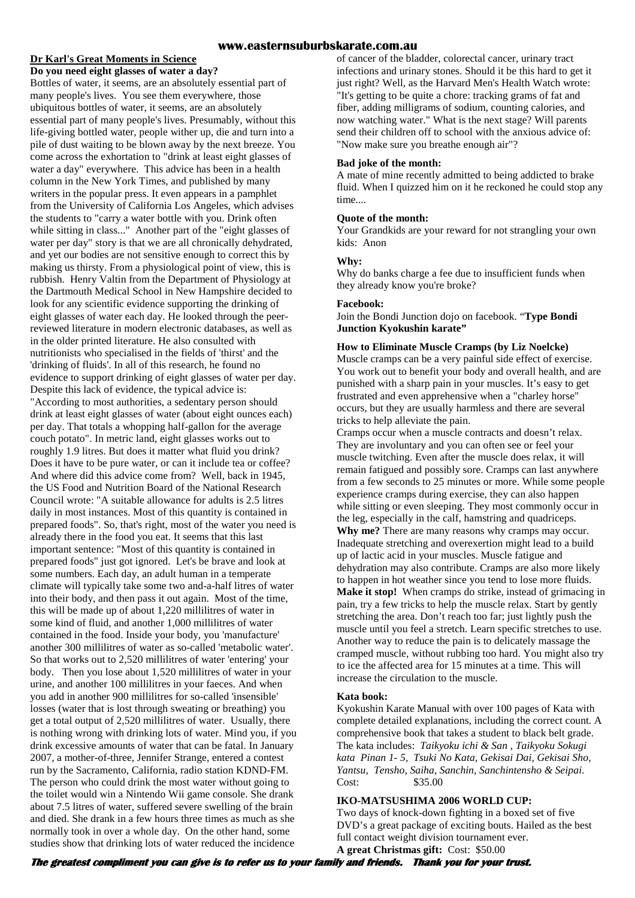www.easternsuburbskarate.com.au

**Dr Karl's Great Moments in Science**

**Do you need eight glasses of water a day?**

Bottles of water, it seems, are an absolutely essential part of many people's lives. You see them everywhere, those ubiquitous bottles of water, it seems, are an absolutely essential part of many people's lives. Presumably, without this life-giving bottled water, people wither up, die and turn into a pile of dust waiting to be blown away by the next breeze. You come across the exhortation to "drink at least eight glasses of water a day" everywhere. This advice has been in a health column in the New York Times, and published by many writers in the popular press. It even appears in a pamphlet from the University of California Los Angeles, which advises the students to "carry a water bottle with you. Drink often while sitting in class..." Another part of the "eight glasses of water per day" story is that we are all chronically dehydrated, and yet our bodies are not sensitive enough to correct this by making us thirsty. From a physiological point of view, this is rubbish. Henry Valtin from the Department of Physiology at the Dartmouth Medical School in New Hampshire decided to look for any scientific evidence supporting the drinking of eight glasses of water each day. He looked through the peer-reviewed literature in modern electronic databases, as well as in the older printed literature. He also consulted with nutritionists who specialised in the fields of 'thirst' and the 'drinking of fluids'. In all of this research, he found no evidence to support drinking of eight glasses of water per day. Despite this lack of evidence, the typical advice is: "According to most authorities, a sedentary person should drink at least eight glasses of water (about eight ounces each) per day. That totals a whopping half-gallon for the average couch potato". In metric land, eight glasses works out to roughly 1.9 litres. But does it matter what fluid you drink? Does it have to be pure water, or can it include tea or coffee? And where did this advice come from? Well, back in 1945, the US Food and Nutrition Board of the National Research Council wrote: "A suitable allowance for adults is 2.5 litres daily in most instances. Most of this quantity is contained in prepared foods". So, that's right, most of the water you need is already there in the food you eat. It seems that this last important sentence: "Most of this quantity is contained in prepared foods" just got ignored. Let's be brave and look at some numbers. Each day, an adult human in a temperate climate will typically take some two and-a-half litres of water into their body, and then pass it out again. Most of the time, this will be made up of about 1,220 millilitres of water in some kind of fluid, and another 1,000 millilitres of water contained in the food. Inside your body, you 'manufacture' another 300 millilitres of water as so-called 'metabolic water'. So that works out to 2,520 millilitres of water 'entering' your body. Then you lose about 1,520 millilitres of water in your urine, and another 100 millilitres in your faeces. And when you add in another 900 millilitres for so-called 'insensible' losses (water that is lost through sweating or breathing) you get a total output of 2,520 millilitres of water. Usually, there is nothing wrong with drinking lots of water. Mind you, if you drink excessive amounts of water that can be fatal. In January 2007, a mother-of-three, Jennifer Strange, entered a contest run by the Sacramento, California, radio station KDND-FM. The person who could drink the most water without going to the toilet would win a Nintendo Wii game console. She drank about 7.5 litres of water, suffered severe swelling of the brain and died. She drank in a few hours three times as much as she normally took in over a whole day. On the other hand, some studies show that drinking lots of water reduced the incidence of cancer of the bladder, colorectal cancer, urinary tract infections and urinary stones. Should it be this hard to get it just right? Well, as the Harvard Men's Health Watch wrote: "It's getting to be quite a chore: tracking grams of fat and fiber, adding milligrams of sodium, counting calories, and now watching water." What is the next stage? Will parents send their children off to school with the anxious advice of: "Now make sure you breathe enough air"?

**Bad joke of the month:**

A mate of mine recently admitted to being addicted to brake fluid. When I quizzed him on it he reckoned he could stop any time....

**Quote of the month:**

Your Grandkids are your reward for not strangling your own kids: Anon

**Why:**

Why do banks charge a fee due to insufficient funds when they already know you're broke?

**Facebook:**

Join the Bondi Junction dojo on facebook. "**Type Bondi Junction Kyokushin karate"**

**How to Eliminate Muscle Cramps (by Liz Noelcke)**

Muscle cramps can be a very painful side effect of exercise. You work out to benefit your body and overall health, and are punished with a sharp pain in your muscles. It's easy to get frustrated and even apprehensive when a "charley horse" occurs, but they are usually harmless and there are several tricks to help alleviate the pain.

Cramps occur when a muscle contracts and doesn't relax. They are involuntary and you can often see or feel your muscle twitching. Even after the muscle does relax, it will remain fatigued and possibly sore. Cramps can last anywhere from a few seconds to 25 minutes or more. While some people experience cramps during exercise, they can also happen while sitting or even sleeping. They most commonly occur in the leg, especially in the calf, hamstring and quadriceps.

**Why me?** There are many reasons why cramps may occur. Inadequate stretching and overexertion might lead to a build up of lactic acid in your muscles. Muscle fatigue and dehydration may also contribute. Cramps are also more likely to happen in hot weather since you tend to lose more fluids.

**Make it stop!** When cramps do strike, instead of grimacing in pain, try a few tricks to help the muscle relax. Start by gently stretching the area. Don't reach too far; just lightly push the muscle until you feel a stretch. Learn specific stretches to use. Another way to reduce the pain is to delicately massage the cramped muscle, without rubbing too hard. You might also try to ice the affected area for 15 minutes at a time. This will increase the circulation to the muscle.

**Kata book:**

Kyokushin Karate Manual with over 100 pages of Kata with complete detailed explanations, including the correct count. A comprehensive book that takes a student to black belt grade. The kata includes: *Taikyoku ichi & San , Taikyoku Sokugi kata Pinan 1- 5, Tsuki No Kata, Gekisai Dai, Gekisai Sho, Yantsu, Tensho, Saiha, Sanchin, Sanchintensho & Seipai.*
Cost: $35.00

**IKO-MATSUSHIMA 2006 WORLD CUP:**

Two days of knock-down fighting in a boxed set of five DVD's a great package of exciting bouts. Hailed as the best full contact weight division tournament ever.

**A great Christmas gift:** Cost: $50.00

***The greatest compliment you can give is to refer us to your family and friends. Thank you for your trust.***